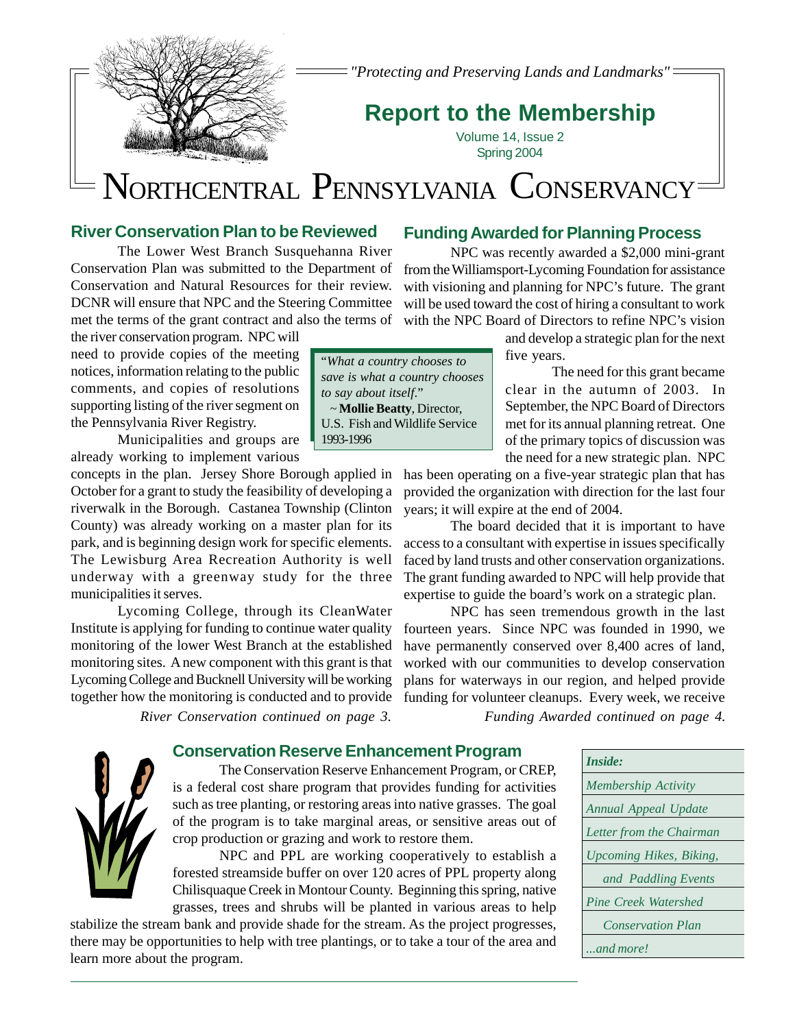*"Protecting and Preserving Lands and Landmarks"*

# Report to the Membership

Volume 14, Issue 2
Spring 2004

# NORTHCENTRAL PENNSYLVANIA CONSERVANCY

## River Conservation Plan to be Reviewed

The Lower West Branch Susquehanna River Conservation Plan was submitted to the Department of Conservation and Natural Resources for their review. DCNR will ensure that NPC and the Steering Committee met the terms of the grant contract and also the terms of the river conservation program. NPC will need to provide copies of the meeting notices, information relating to the public comments, and copies of resolutions supporting listing of the river segment on the Pennsylvania River Registry.

Municipalities and groups are already working to implement various concepts in the plan. Jersey Shore Borough applied in October for a grant to study the feasibility of developing a riverwalk in the Borough. Castanea Township (Clinton County) was already working on a master plan for its park, and is beginning design work for specific elements. The Lewisburg Area Recreation Authority is well underway with a greenway study for the three municipalities it serves.

Lycoming College, through its CleanWater Institute is applying for funding to continue water quality monitoring of the lower West Branch at the established monitoring sites. A new component with this grant is that Lycoming College and Bucknell University will be working together how the monitoring is conducted and to provide

*River Conservation continued on page 3.*

> "*What a country chooses to save is what a country chooses to say about itself.*"
> ~ **Mollie Beatty**, Director, U.S. Fish and Wildlife Service 1993-1996

## Funding Awarded for Planning Process

NPC was recently awarded a $2,000 mini-grant from the Williamsport-Lycoming Foundation for assistance with visioning and planning for NPC's future. The grant will be used toward the cost of hiring a consultant to work with the NPC Board of Directors to refine NPC's vision and develop a strategic plan for the next five years.

The need for this grant became clear in the autumn of 2003. In September, the NPC Board of Directors met for its annual planning retreat. One of the primary topics of discussion was the need for a new strategic plan. NPC has been operating on a five-year strategic plan that has provided the organization with direction for the last four years; it will expire at the end of 2004.

The board decided that it is important to have access to a consultant with expertise in issues specifically faced by land trusts and other conservation organizations. The grant funding awarded to NPC will help provide that expertise to guide the board's work on a strategic plan.

NPC has seen tremendous growth in the last fourteen years. Since NPC was founded in 1990, we have permanently conserved over 8,400 acres of land, worked with our communities to develop conservation plans for waterways in our region, and helped provide funding for volunteer cleanups. Every week, we receive

*Funding Awarded continued on page 4.*

## Conservation Reserve Enhancement Program

The Conservation Reserve Enhancement Program, or CREP, is a federal cost share program that provides funding for activities such as tree planting, or restoring areas into native grasses. The goal of the program is to take marginal areas, or sensitive areas out of crop production or grazing and work to restore them.

NPC and PPL are working cooperatively to establish a forested streamside buffer on over 120 acres of PPL property along Chilisquaque Creek in Montour County. Beginning this spring, native grasses, trees and shrubs will be planted in various areas to help stabilize the stream bank and provide shade for the stream. As the project progresses, there may be opportunities to help with tree plantings, or to take a tour of the area and learn more about the program.

| *Inside:* |
|---|
| *Membership Activity* |
| *Annual Appeal Update* |
| *Letter from the Chairman* |
| *Upcoming Hikes, Biking, and Paddling Events* |
| *Pine Creek Watershed Conservation Plan* |
| *...and more!* |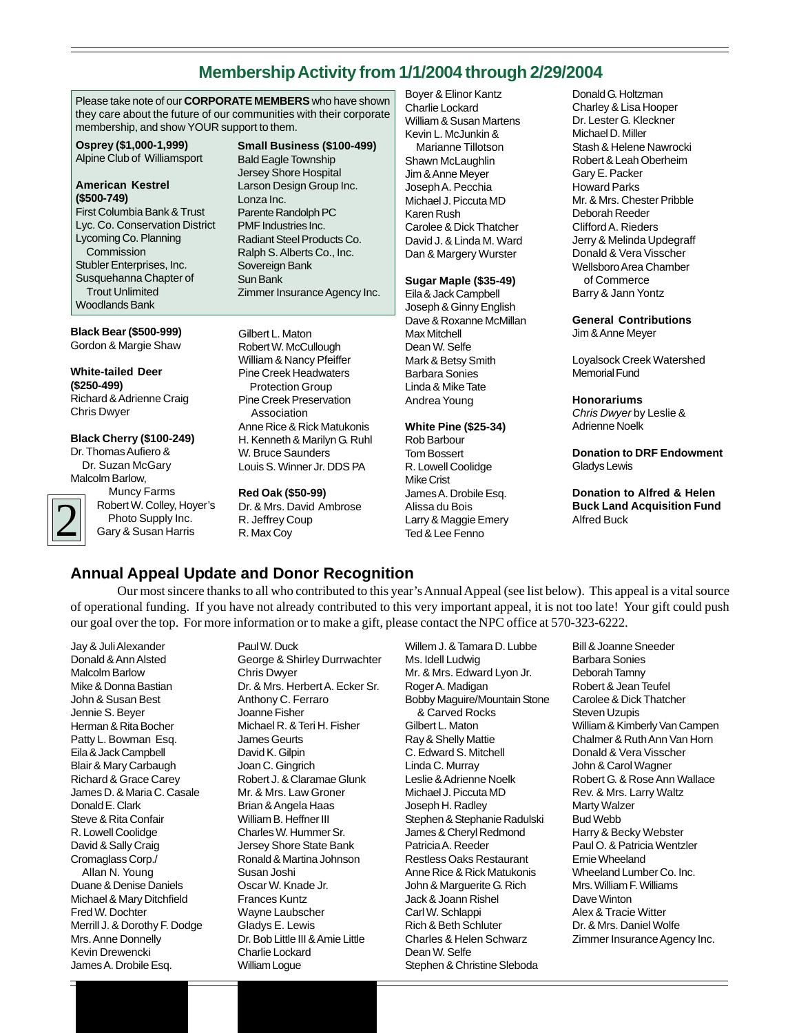## Membership Activity from 1/1/2004 through 2/29/2004

Please take note of our **CORPORATE MEMBERS** who have shown they care about the future of our communities with their corporate membership, and show YOUR support to them.

**Osprey ($1,000-1,999)**
Alpine Club of Williamsport

**American Kestrel ($500-749)**
First Columbia Bank & Trust
Lyc. Co. Conservation District
Lycoming Co. Planning Commission
Stubler Enterprises, Inc.
Susquehanna Chapter of Trout Unlimited
Woodlands Bank

**Small Business ($100-499)**
Bald Eagle Township
Jersey Shore Hospital
Larson Design Group Inc.
Lonza Inc.
Parente Randolph PC
PMF Industries Inc.
Radiant Steel Products Co.
Ralph S. Alberts Co., Inc.
Sovereign Bank
Sun Bank
Zimmer Insurance Agency Inc.

**Black Bear ($500-999)**
Gordon & Margie Shaw

**White-tailed Deer ($250-499)**
Richard & Adrienne Craig
Chris Dwyer

**Black Cherry ($100-249)**
Dr. Thomas Aufiero & Dr. Suzan McGary
Malcolm Barlow, Muncy Farms
Robert W. Colley, Hoyer's Photo Supply Inc.
Gary & Susan Harris
Gilbert L. Maton
Robert W. McCullough
William & Nancy Pfeiffer
Pine Creek Headwaters Protection Group
Pine Creek Preservation Association
Anne Rice & Rick Matukonis
H. Kenneth & Marilyn G. Ruhl
W. Bruce Saunders
Louis S. Winner Jr. DDS PA

**Red Oak ($50-99)**
Dr. & Mrs. David Ambrose
R. Jeffrey Coup
R. Max Coy
Boyer & Elinor Kantz
Charlie Lockard
William & Susan Martens
Kevin L. McJunkin & Marianne Tillotson
Shawn McLaughlin
Jim & Anne Meyer
Joseph A. Pecchia
Michael J. Piccuta MD
Karen Rush
Carolee & Dick Thatcher
David J. & Linda M. Ward
Dan & Margery Wurster

**Sugar Maple ($35-49)**
Eila & Jack Campbell
Joseph & Ginny English
Dave & Roxanne McMillan
Max Mitchell
Dean W. Selfe
Mark & Betsy Smith
Barbara Sonies
Linda & Mike Tate
Andrea Young

**White Pine ($25-34)**
Rob Barbour
Tom Bossert
R. Lowell Coolidge
Mike Crist
James A. Drobile Esq.
Alissa du Bois
Larry & Maggie Emery
Ted & Lee Fenno
Donald G. Holtzman
Charley & Lisa Hooper
Dr. Lester G. Kleckner
Michael D. Miller
Stash & Helene Nawrocki
Robert & Leah Oberheim
Gary E. Packer
Howard Parks
Mr. & Mrs. Chester Pribble
Deborah Reeder
Clifford A. Rieders
Jerry & Melinda Updegraff
Donald & Vera Visscher
Wellsboro Area Chamber of Commerce
Barry & Jann Yontz

**General Contributions**
Jim & Anne Meyer

Loyalsock Creek Watershed Memorial Fund

**Honorariums**
*Chris Dwyer* by Leslie & Adrienne Noelk

**Donation to DRF Endowment**
Gladys Lewis

**Donation to Alfred & Helen Buck Land Acquisition Fund**
Alfred Buck

## Annual Appeal Update and Donor Recognition

Our most sincere thanks to all who contributed to this year's Annual Appeal (see list below). This appeal is a vital source of operational funding. If you have not already contributed to this very important appeal, it is not too late! Your gift could push our goal over the top. For more information or to make a gift, please contact the NPC office at 570-323-6222.

Jay & Juli Alexander
Donald & Ann Alsted
Malcolm Barlow
Mike & Donna Bastian
John & Susan Best
Jennie S. Beyer
Herman & Rita Bocher
Patty L. Bowman Esq.
Eila & Jack Campbell
Blair & Mary Carbaugh
Richard & Grace Carey
James D. & Maria C. Casale
Donald E. Clark
Steve & Rita Confair
R. Lowell Coolidge
David & Sally Craig
Cromaglass Corp./ Allan N. Young
Duane & Denise Daniels
Michael & Mary Ditchfield
Fred W. Dochter
Merrill J. & Dorothy F. Dodge
Mrs. Anne Donnelly
Kevin Drewencki
James A. Drobile Esq.
Paul W. Duck
George & Shirley Durrwachter
Chris Dwyer
Dr. & Mrs. Herbert A. Ecker Sr.
Anthony C. Ferraro
Joanne Fisher
Michael R. & Teri H. Fisher
James Geurts
David K. Gilpin
Joan C. Gingrich
Robert J. & Claramae Glunk
Mr. & Mrs. Law Groner
Brian & Angela Haas
William B. Heffner III
Charles W. Hummer Sr.
Jersey Shore State Bank
Ronald & Martina Johnson
Susan Joshi
Oscar W. Knade Jr.
Frances Kuntz
Wayne Laubscher
Gladys E. Lewis
Dr. Bob Little III & Amie Little
Charlie Lockard
William Logue
Willem J. & Tamara D. Lubbe
Ms. Idell Ludwig
Mr. & Mrs. Edward Lyon Jr.
Roger A. Madigan
Bobby Maguire/Mountain Stone & Carved Rocks
Gilbert L. Maton
Ray & Shelly Mattie
C. Edward S. Mitchell
Linda C. Murray
Leslie & Adrienne Noelk
Michael J. Piccuta MD
Joseph H. Radley
Stephen & Stephanie Radulski
James & Cheryl Redmond
Patricia A. Reeder
Restless Oaks Restaurant
Anne Rice & Rick Matukonis
John & Marguerite G. Rich
Jack & Joann Rishel
Carl W. Schlappi
Rich & Beth Schluter
Charles & Helen Schwarz
Dean W. Selfe
Stephen & Christine Sleboda
Bill & Joanne Sneeder
Barbara Sonies
Deborah Tamny
Robert & Jean Teufel
Carolee & Dick Thatcher
Steven Uzupis
William & Kimberly Van Campen
Chalmer & Ruth Ann Van Horn
Donald & Vera Visscher
John & Carol Wagner
Robert G. & Rose Ann Wallace
Rev. & Mrs. Larry Waltz
Marty Walzer
Bud Webb
Harry & Becky Webster
Paul O. & Patricia Wentzler
Ernie Wheeland
Wheeland Lumber Co. Inc.
Mrs. William F. Williams
Dave Winton
Alex & Tracie Witter
Dr. & Mrs. Daniel Wolfe
Zimmer Insurance Agency Inc.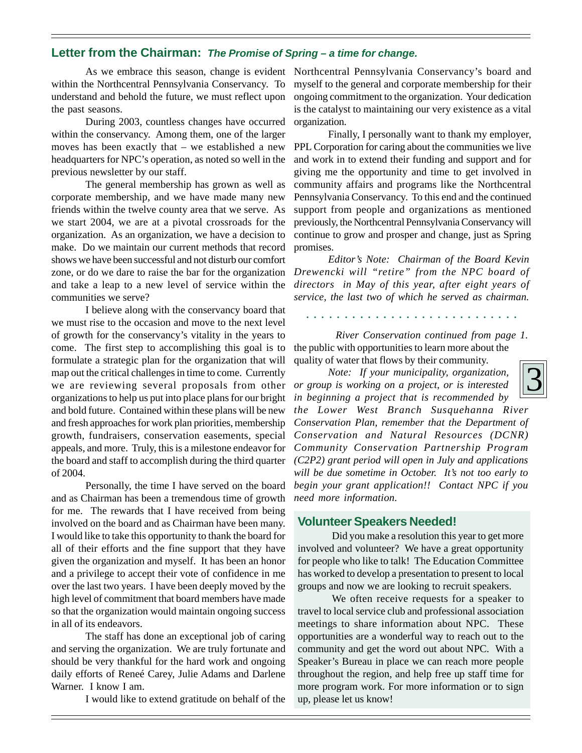## Letter from the Chairman: *The Promise of Spring – a time for change.*

As we embrace this season, change is evident within the Northcentral Pennsylvania Conservancy. To understand and behold the future, we must reflect upon the past seasons.

During 2003, countless changes have occurred within the conservancy. Among them, one of the larger moves has been exactly that – we established a new headquarters for NPC's operation, as noted so well in the previous newsletter by our staff.

The general membership has grown as well as corporate membership, and we have made many new friends within the twelve county area that we serve. As we start 2004, we are at a pivotal crossroads for the organization. As an organization, we have a decision to make. Do we maintain our current methods that record shows we have been successful and not disturb our comfort zone, or do we dare to raise the bar for the organization and take a leap to a new level of service within the communities we serve?

I believe along with the conservancy board that we must rise to the occasion and move to the next level of growth for the conservancy's vitality in the years to come. The first step to accomplishing this goal is to formulate a strategic plan for the organization that will map out the critical challenges in time to come. Currently we are reviewing several proposals from other organizations to help us put into place plans for our bright and bold future. Contained within these plans will be new and fresh approaches for work plan priorities, membership growth, fundraisers, conservation easements, special appeals, and more. Truly, this is a milestone endeavor for the board and staff to accomplish during the third quarter of 2004.

Personally, the time I have served on the board and as Chairman has been a tremendous time of growth for me. The rewards that I have received from being involved on the board and as Chairman have been many. I would like to take this opportunity to thank the board for all of their efforts and the fine support that they have given the organization and myself. It has been an honor and a privilege to accept their vote of confidence in me over the last two years. I have been deeply moved by the high level of commitment that board members have made so that the organization would maintain ongoing success in all of its endeavors.

The staff has done an exceptional job of caring and serving the organization. We are truly fortunate and should be very thankful for the hard work and ongoing daily efforts of Reneé Carey, Julie Adams and Darlene Warner. I know I am.

I would like to extend gratitude on behalf of the Northcentral Pennsylvania Conservancy's board and myself to the general and corporate membership for their ongoing commitment to the organization. Your dedication is the catalyst to maintaining our very existence as a vital organization.

Finally, I personally want to thank my employer, PPL Corporation for caring about the communities we live and work in to extend their funding and support and for giving me the opportunity and time to get involved in community affairs and programs like the Northcentral Pennsylvania Conservancy. To this end and the continued support from people and organizations as mentioned previously, the Northcentral Pennsylvania Conservancy will continue to grow and prosper and change, just as Spring promises.

*Editor's Note: Chairman of the Board Kevin Drewencki will "retire" from the NPC board of directors in May of this year, after eight years of service, the last two of which he served as chairman.*

. . . . . . . . . . . . . . . . . . . . . . . . . . .

*River Conservation continued from page 1.* the public with opportunities to learn more about the quality of water that flows by their community.

*Note: If your municipality, organization, or group is working on a project, or is interested in beginning a project that is recommended by the Lower West Branch Susquehanna River Conservation Plan, remember that the Department of Conservation and Natural Resources (DCNR) Community Conservation Partnership Program (C2P2) grant period will open in July and applications will be due sometime in October. It's not too early to begin your grant application!! Contact NPC if you need more information.*

## Volunteer Speakers Needed!

Did you make a resolution this year to get more involved and volunteer? We have a great opportunity for people who like to talk! The Education Committee has worked to develop a presentation to present to local groups and now we are looking to recruit speakers.

We often receive requests for a speaker to travel to local service club and professional association meetings to share information about NPC. These opportunities are a wonderful way to reach out to the community and get the word out about NPC. With a Speaker's Bureau in place we can reach more people throughout the region, and help free up staff time for more program work. For more information or to sign up, please let us know!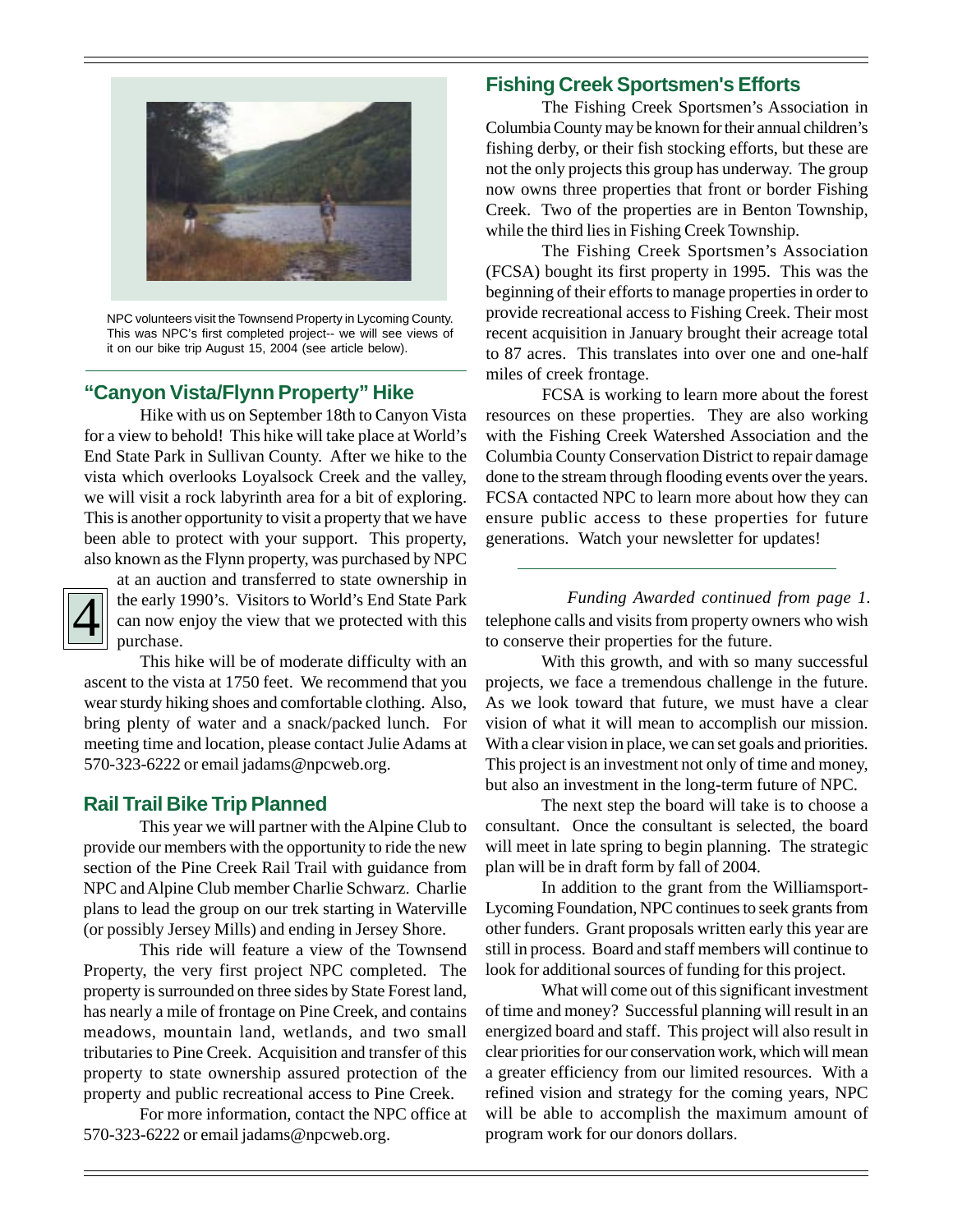NPC volunteers visit the Townsend Property in Lycoming County. This was NPC's first completed project-- we will see views of it on our bike trip August 15, 2004 (see article below).

## "Canyon Vista/Flynn Property" Hike

Hike with us on September 18th to Canyon Vista for a view to behold! This hike will take place at World's End State Park in Sullivan County. After we hike to the vista which overlooks Loyalsock Creek and the valley, we will visit a rock labyrinth area for a bit of exploring. This is another opportunity to visit a property that we have been able to protect with your support. This property, also known as the Flynn property, was purchased by NPC at an auction and transferred to state ownership in the early 1990's. Visitors to World's End State Park can now enjoy the view that we protected with this purchase.

This hike will be of moderate difficulty with an ascent to the vista at 1750 feet. We recommend that you wear sturdy hiking shoes and comfortable clothing. Also, bring plenty of water and a snack/packed lunch. For meeting time and location, please contact Julie Adams at 570-323-6222 or email jadams@npcweb.org.

## Rail Trail Bike Trip Planned

This year we will partner with the Alpine Club to provide our members with the opportunity to ride the new section of the Pine Creek Rail Trail with guidance from NPC and Alpine Club member Charlie Schwarz. Charlie plans to lead the group on our trek starting in Waterville (or possibly Jersey Mills) and ending in Jersey Shore.

This ride will feature a view of the Townsend Property, the very first project NPC completed. The property is surrounded on three sides by State Forest land, has nearly a mile of frontage on Pine Creek, and contains meadows, mountain land, wetlands, and two small tributaries to Pine Creek. Acquisition and transfer of this property to state ownership assured protection of the property and public recreational access to Pine Creek.

For more information, contact the NPC office at 570-323-6222 or email jadams@npcweb.org.

## Fishing Creek Sportsmen's Efforts

The Fishing Creek Sportsmen's Association in Columbia County may be known for their annual children's fishing derby, or their fish stocking efforts, but these are not the only projects this group has underway. The group now owns three properties that front or border Fishing Creek. Two of the properties are in Benton Township, while the third lies in Fishing Creek Township.

The Fishing Creek Sportsmen's Association (FCSA) bought its first property in 1995. This was the beginning of their efforts to manage properties in order to provide recreational access to Fishing Creek. Their most recent acquisition in January brought their acreage total to 87 acres. This translates into over one and one-half miles of creek frontage.

FCSA is working to learn more about the forest resources on these properties. They are also working with the Fishing Creek Watershed Association and the Columbia County Conservation District to repair damage done to the stream through flooding events over the years. FCSA contacted NPC to learn more about how they can ensure public access to these properties for future generations. Watch your newsletter for updates!

---

*Funding Awarded continued from page 1.*

telephone calls and visits from property owners who wish to conserve their properties for the future.

With this growth, and with so many successful projects, we face a tremendous challenge in the future. As we look toward that future, we must have a clear vision of what it will mean to accomplish our mission. With a clear vision in place, we can set goals and priorities. This project is an investment not only of time and money, but also an investment in the long-term future of NPC.

The next step the board will take is to choose a consultant. Once the consultant is selected, the board will meet in late spring to begin planning. The strategic plan will be in draft form by fall of 2004.

In addition to the grant from the Williamsport-Lycoming Foundation, NPC continues to seek grants from other funders. Grant proposals written early this year are still in process. Board and staff members will continue to look for additional sources of funding for this project.

What will come out of this significant investment of time and money? Successful planning will result in an energized board and staff. This project will also result in clear priorities for our conservation work, which will mean a greater efficiency from our limited resources. With a refined vision and strategy for the coming years, NPC will be able to accomplish the maximum amount of program work for our donors dollars.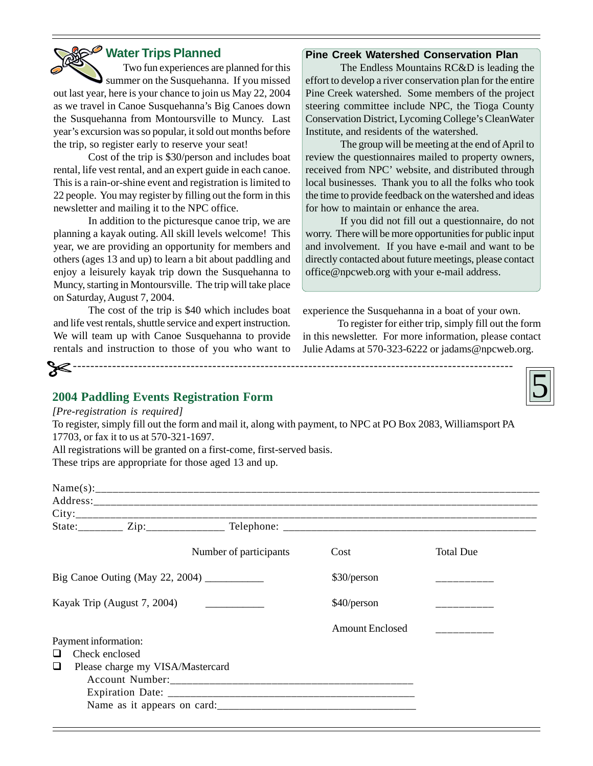## Water Trips Planned

Two fun experiences are planned for this summer on the Susquehanna. If you missed out last year, here is your chance to join us May 22, 2004 as we travel in Canoe Susquehanna's Big Canoes down the Susquehanna from Montoursville to Muncy. Last year's excursion was so popular, it sold out months before the trip, so register early to reserve your seat!

Cost of the trip is $30/person and includes boat rental, life vest rental, and an expert guide in each canoe. This is a rain-or-shine event and registration is limited to 22 people. You may register by filling out the form in this newsletter and mailing it to the NPC office.

In addition to the picturesque canoe trip, we are planning a kayak outing. All skill levels welcome! This year, we are providing an opportunity for members and others (ages 13 and up) to learn a bit about paddling and enjoy a leisurely kayak trip down the Susquehanna to Muncy, starting in Montoursville. The trip will take place on Saturday, August 7, 2004.

The cost of the trip is $40 which includes boat and life vest rentals, shuttle service and expert instruction. We will team up with Canoe Susquehanna to provide rentals and instruction to those of you who want to experience the Susquehanna in a boat of your own.

To register for either trip, simply fill out the form in this newsletter. For more information, please contact Julie Adams at 570-323-6222 or jadams@npcweb.org.

## Pine Creek Watershed Conservation Plan

The Endless Mountains RC&D is leading the effort to develop a river conservation plan for the entire Pine Creek watershed. Some members of the project steering committee include NPC, the Tioga County Conservation District, Lycoming College's CleanWater Institute, and residents of the watershed.

The group will be meeting at the end of April to review the questionnaires mailed to property owners, received from NPC' website, and distributed through local businesses. Thank you to all the folks who took the time to provide feedback on the watershed and ideas for how to maintain or enhance the area.

If you did not fill out a questionnaire, do not worry. There will be more opportunities for public input and involvement. If you have e-mail and want to be directly contacted about future meetings, please contact office@npcweb.org with your e-mail address.

---

## 2004 Paddling Events Registration Form

*[Pre-registration is required]*

To register, simply fill out the form and mail it, along with payment, to NPC at PO Box 2083, Williamsport PA 17703, or fax it to us at 570-321-1697.

All registrations will be granted on a first-come, first-served basis.

These trips are appropriate for those aged 13 and up.

Name(s):______________________________________________

Address:______________________________________________

City:_________________________________________________

State:________ Zip:______________ Telephone: ______________________________

| | Number of participants | Cost | Total Due |
|---|---|---|---|
| Big Canoe Outing (May 22, 2004) | ___________ | $30/person | __________ |
| Kayak Trip (August 7, 2004) | ___________ | $40/person | __________ |
| | | Amount Enclosed | __________ |

Payment information:

- ❑ Check enclosed
- ❑ Please charge my VISA/Mastercard

  Account Number:____________________________________

  Expiration Date: ____________________________________

  Name as it appears on card:___________________________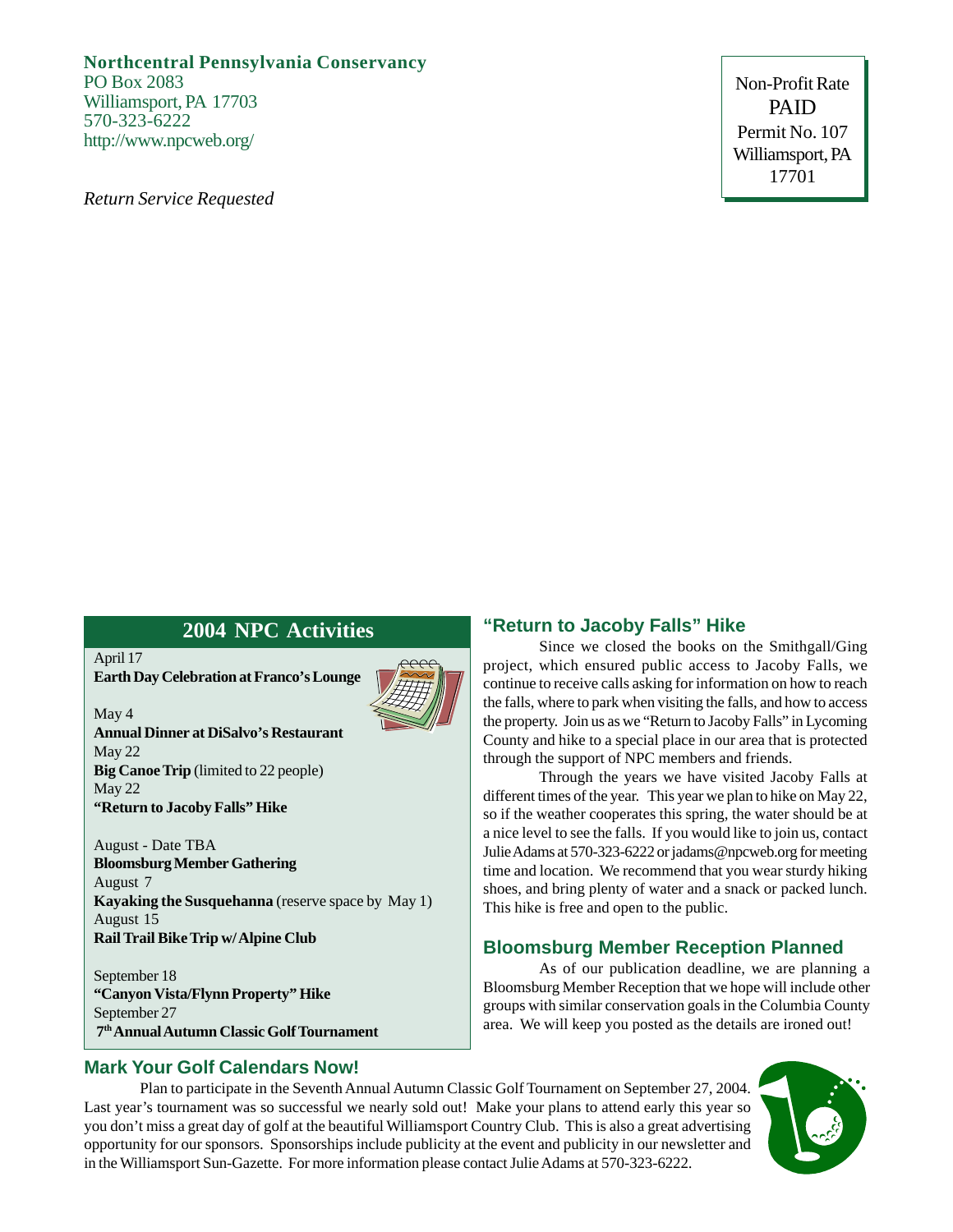**Northcentral Pennsylvania Conservancy**
PO Box 2083
Williamsport, PA 17703
570-323-6222
http://www.npcweb.org/

*Return Service Requested*

Non-Profit Rate
PAID
Permit No. 107
Williamsport, PA
17701

## 2004 NPC Activities

April 17
**Earth Day Celebration at Franco's Lounge**

May 4
**Annual Dinner at DiSalvo's Restaurant**
May 22
**Big Canoe Trip** (limited to 22 people)
May 22
**"Return to Jacoby Falls" Hike**

August - Date TBA
**Bloomsburg Member Gathering**
August 7
**Kayaking the Susquehanna** (reserve space by May 1)
August 15
**Rail Trail Bike Trip w/ Alpine Club**

September 18
**"Canyon Vista/Flynn Property" Hike**
September 27
**7th Annual Autumn Classic Golf Tournament**

## "Return to Jacoby Falls" Hike

Since we closed the books on the Smithgall/Ging project, which ensured public access to Jacoby Falls, we continue to receive calls asking for information on how to reach the falls, where to park when visiting the falls, and how to access the property. Join us as we "Return to Jacoby Falls" in Lycoming County and hike to a special place in our area that is protected through the support of NPC members and friends.

Through the years we have visited Jacoby Falls at different times of the year. This year we plan to hike on May 22, so if the weather cooperates this spring, the water should be at a nice level to see the falls. If you would like to join us, contact Julie Adams at 570-323-6222 or jadams@npcweb.org for meeting time and location. We recommend that you wear sturdy hiking shoes, and bring plenty of water and a snack or packed lunch. This hike is free and open to the public.

## Bloomsburg Member Reception Planned

As of our publication deadline, we are planning a Bloomsburg Member Reception that we hope will include other groups with similar conservation goals in the Columbia County area. We will keep you posted as the details are ironed out!

## Mark Your Golf Calendars Now!

Plan to participate in the Seventh Annual Autumn Classic Golf Tournament on September 27, 2004. Last year's tournament was so successful we nearly sold out! Make your plans to attend early this year so you don't miss a great day of golf at the beautiful Williamsport Country Club. This is also a great advertising opportunity for our sponsors. Sponsorships include publicity at the event and publicity in our newsletter and in the Williamsport Sun-Gazette. For more information please contact Julie Adams at 570-323-6222.